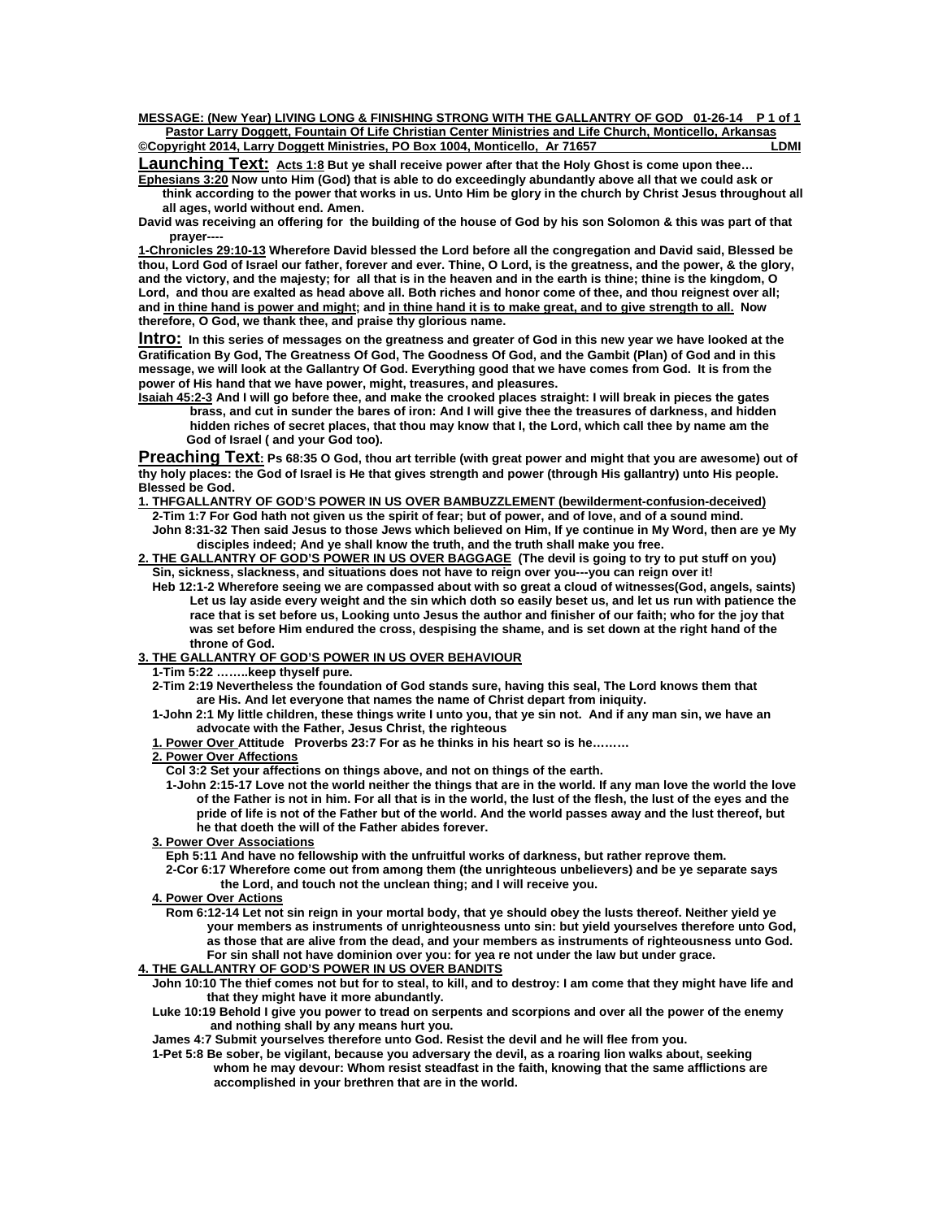**MESSAGE: (New Year) LIVING LONG & FINISHING STRONG WITH THE GALLANTRY OF GOD 01-26-14**

**Pastor Larry Doggett, Fountain Of Life Christian Center Ministries and Life Church, Monticello, Arkansas**

**©Copyright 2014, Larry Doggett Ministries, PO Box 1004, Monticello, Ar 71657 LDMI**

**Launching Text:** **Acts 1:8** **But ye shall receive power after that the Holy Ghost is come upon thee…**

**Ephesians 3:20** **Now unto Him (God) that is able to do exceedingly abundantly above all that we could ask or think according to the power that works in us. Unto Him be glory in the church by Christ Jesus throughout all all ages, world without end. Amen.**

**David was receiving an offering for the building of the house of God by his son Solomon & this was part of that prayer----**

**1-Chronicles 29:10-13** **Wherefore David blessed the Lord before all the congregation and David said, Blessed be thou, Lord God of Israel our father, forever and ever. Thine, O Lord, is the greatness, and the power, & the glory, and the victory, and the majesty; for all that is in the heaven and in the earth is thine; thine is the kingdom, O Lord, and thou are exalted as head above all. Both riches and honor come of thee, and thou reignest over all; and in thine hand is power and might; and in thine hand it is to make great, and to give strength to all. Now therefore, O God, we thank thee, and praise thy glorious name.**

**Intro:** **In this series of messages on the greatness and greater of God in this new year we have looked at the Gratification By God, The Greatness Of God, The Goodness Of God, and the Gambit (Plan) of God and in this message, we will look at the Gallantry Of God. Everything good that we have comes from God. It is from the power of His hand that we have power, might, treasures, and pleasures.**

**Isaiah 45:2-3** **And I will go before thee, and make the crooked places straight: I will break in pieces the gates brass, and cut in sunder the bares of iron: And I will give thee the treasures of darkness, and hidden hidden riches of secret places, that thou may know that I, the Lord, which call thee by name am the God of Israel ( and your God too).**

**Preaching Text:** **Ps 68:35 O God, thou art terrible (with great power and might that you are awesome) out of thy holy places: the God of Israel is He that gives strength and power (through His gallantry) unto His people. Blessed be God.**

**1. THFGALLANTRY OF GOD'S POWER IN US OVER BAMBUZZLEMENT (bewilderment-confusion-deceived)**

**2-Tim 1:7 For God hath not given us the spirit of fear; but of power, and of love, and of a sound mind.**

**John 8:31-32 Then said Jesus to those Jews which believed on Him, If ye continue in My Word, then are ye My disciples indeed; And ye shall know the truth, and the truth shall make you free.**

**2. THE GALLANTRY OF GOD'S POWER IN US OVER BAGGAGE** **(The devil is going to try to put stuff on you)**

**Sin, sickness, slackness, and situations does not have to reign over you---you can reign over it!**

**Heb 12:1-2 Wherefore seeing we are compassed about with so great a cloud of witnesses(God, angels, saints) Let us lay aside every weight and the sin which doth so easily beset us, and let us run with patience the race that is set before us, Looking unto Jesus the author and finisher of our faith; who for the joy that was set before Him endured the cross, despising the shame, and is set down at the right hand of the throne of God.**

**3. THE GALLANTRY OF GOD'S POWER IN US OVER BEHAVIOUR**

**1-Tim 5:22 ……..keep thyself pure.**

**2-Tim 2:19 Nevertheless the foundation of God stands sure, having this seal, The Lord knows them that are His. And let everyone that names the name of Christ depart from iniquity.**

**1-John 2:1 My little children, these things write I unto you, that ye sin not. And if any man sin, we have an advocate with the Father, Jesus Christ, the righteous**

**1. Power Over Attitude** **Proverbs 23:7 For as he thinks in his heart so is he………**

**2. Power Over Affections**

**Col 3:2 Set your affections on things above, and not on things of the earth.**

**1-John 2:15-17 Love not the world neither the things that are in the world. If any man love the world the love of the Father is not in him. For all that is in the world, the lust of the flesh, the lust of the eyes and the pride of life is not of the Father but of the world. And the world passes away and the lust thereof, but he that doeth the will of the Father abides forever.**

**3. Power Over Associations**

**Eph 5:11 And have no fellowship with the unfruitful works of darkness, but rather reprove them.**

**2-Cor 6:17 Wherefore come out from among them (the unrighteous unbelievers) and be ye separate says the Lord, and touch not the unclean thing; and I will receive you.**

**4. Power Over Actions**

**Rom 6:12-14 Let not sin reign in your mortal body, that ye should obey the lusts thereof. Neither yield ye your members as instruments of unrighteousness unto sin: but yield yourselves therefore unto God, as those that are alive from the dead, and your members as instruments of righteousness unto God. For sin shall not have dominion over you: for yea re not under the law but under grace.**

**4. THE GALLANTRY OF GOD'S POWER IN US OVER BANDITS**

**John 10:10 The thief comes not but for to steal, to kill, and to destroy: I am come that they might have life and that they might have it more abundantly.**

**Luke 10:19 Behold I give you power to tread on serpents and scorpions and over all the power of the enemy and nothing shall by any means hurt you.**

**James 4:7 Submit yourselves therefore unto God. Resist the devil and he will flee from you.**

**1-Pet 5:8 Be sober, be vigilant, because you adversary the devil, as a roaring lion walks about, seeking whom he may devour: Whom resist steadfast in the faith, knowing that the same afflictions are accomplished in your brethren that are in the world.**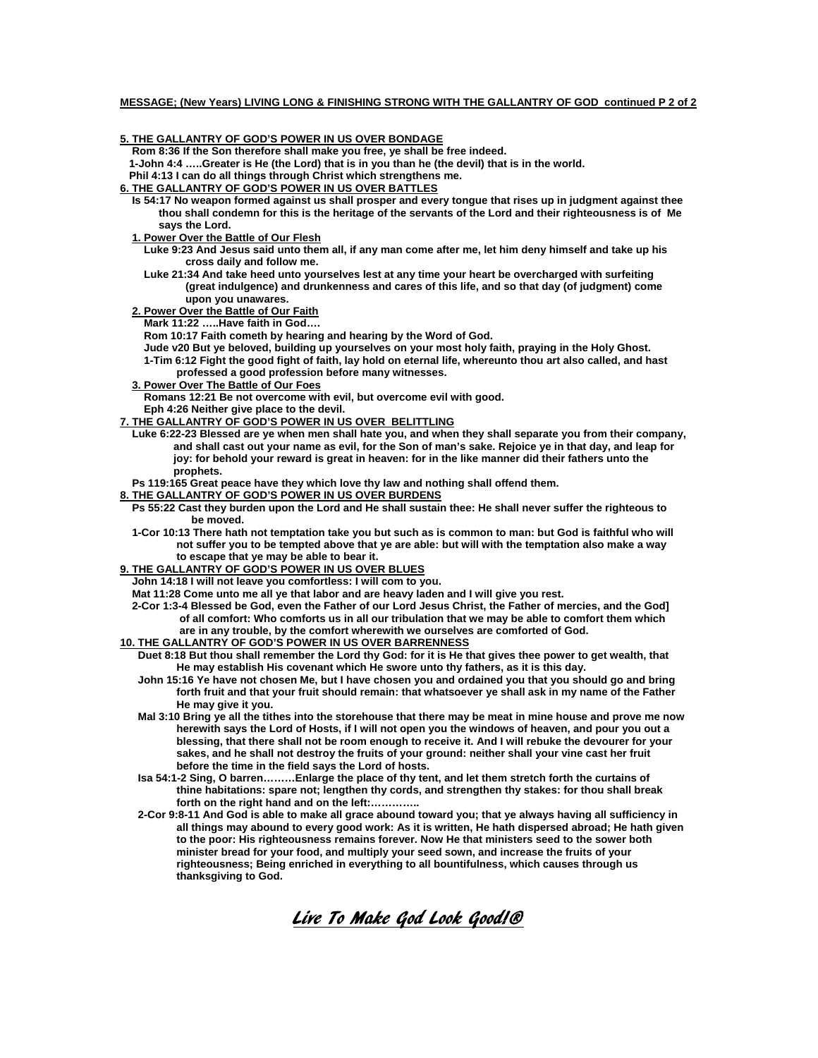**MESSAGE; (New Years) LIVING LONG & FINISHING STRONG WITH THE GALLANTRY OF GOD continued P 2 of 2**

**5. THE GALLANTRY OF GOD'S POWER IN US OVER BONDAGE**

**Rom 8:36 If the Son therefore shall make you free, ye shall be free indeed.**
**1-John 4:4 …..Greater is He (the Lord) that is in you than he (the devil) that is in the world.**
**Phil 4:13 I can do all things through Christ which strengthens me.**

**6. THE GALLANTRY OF GOD'S POWER IN US OVER BATTLES**

**Is 54:17 No weapon formed against us shall prosper and every tongue that rises up in judgment against thee thou shall condemn for this is the heritage of the servants of the Lord and their righteousness is of Me says the Lord.**

**1. Power Over the Battle of Our Flesh**

**Luke 9:23 And Jesus said unto them all, if any man come after me, let him deny himself and take up his cross daily and follow me.**
**Luke 21:34 And take heed unto yourselves lest at any time your heart be overcharged with surfeiting (great indulgence) and drunkenness and cares of this life, and so that day (of judgment) come upon you unawares.**

**2. Power Over the Battle of Our Faith**

**Mark 11:22 …..Have faith in God….**
**Rom 10:17 Faith cometh by hearing and hearing by the Word of God.**
**Jude v20 But ye beloved, building up yourselves on your most holy faith, praying in the Holy Ghost.**
**1-Tim 6:12 Fight the good fight of faith, lay hold on eternal life, whereunto thou art also called, and hast professed a good profession before many witnesses.**

**3. Power Over The Battle of Our Foes**

**Romans 12:21 Be not overcome with evil, but overcome evil with good.**
**Eph 4:26 Neither give place to the devil.**

**7. THE GALLANTRY OF GOD'S POWER IN US OVER BELITTLING**

**Luke 6:22-23 Blessed are ye when men shall hate you, and when they shall separate you from their company, and shall cast out your name as evil, for the Son of man's sake. Rejoice ye in that day, and leap for joy: for behold your reward is great in heaven: for in the like manner did their fathers unto the prophets.**
**Ps 119:165 Great peace have they which love thy law and nothing shall offend them.**

**8. THE GALLANTRY OF GOD'S POWER IN US OVER BURDENS**

**Ps 55:22 Cast they burden upon the Lord and He shall sustain thee: He shall never suffer the righteous to be moved.**
**1-Cor 10:13 There hath not temptation take you but such as is common to man: but God is faithful who will not suffer you to be tempted above that ye are able: but will with the temptation also make a way to escape that ye may be able to bear it.**

**9. THE GALLANTRY OF GOD'S POWER IN US OVER BLUES**

**John 14:18 I will not leave you comfortless: I will com to you.**
**Mat 11:28 Come unto me all ye that labor and are heavy laden and I will give you rest.**
**2-Cor 1:3-4 Blessed be God, even the Father of our Lord Jesus Christ, the Father of mercies, and the God] of all comfort: Who comforts us in all our tribulation that we may be able to comfort them which are in any trouble, by the comfort wherewith we ourselves are comforted of God.**

**10. THE GALLANTRY OF GOD'S POWER IN US OVER BARRENNESS**

**Duet 8:18 But thou shall remember the Lord thy God: for it is He that gives thee power to get wealth, that He may establish His covenant which He swore unto thy fathers, as it is this day.**
**John 15:16 Ye have not chosen Me, but I have chosen you and ordained you that you should go and bring forth fruit and that your fruit should remain: that whatsoever ye shall ask in my name of the Father He may give it you.**
**Mal 3:10 Bring ye all the tithes into the storehouse that there may be meat in mine house and prove me now herewith says the Lord of Hosts, if I will not open you the windows of heaven, and pour you out a blessing, that there shall not be room enough to receive it. And I will rebuke the devourer for your sakes, and he shall not destroy the fruits of your ground: neither shall your vine cast her fruit before the time in the field says the Lord of hosts.**
**Isa 54:1-2 Sing, O barren………Enlarge the place of thy tent, and let them stretch forth the curtains of thine habitations: spare not; lengthen thy cords, and strengthen thy stakes: for thou shall break forth on the right hand and on the left:…………..**
**2-Cor 9:8-11 And God is able to make all grace abound toward you; that ye always having all sufficiency in all things may abound to every good work: As it is written, He hath dispersed abroad; He hath given to the poor: His righteousness remains forever. Now He that ministers seed to the sower both minister bread for your food, and multiply your seed sown, and increase the fruits of your righteousness; Being enriched in everything to all bountifulness, which causes through us thanksgiving to God.**

*Live To Make God Look Good!®*